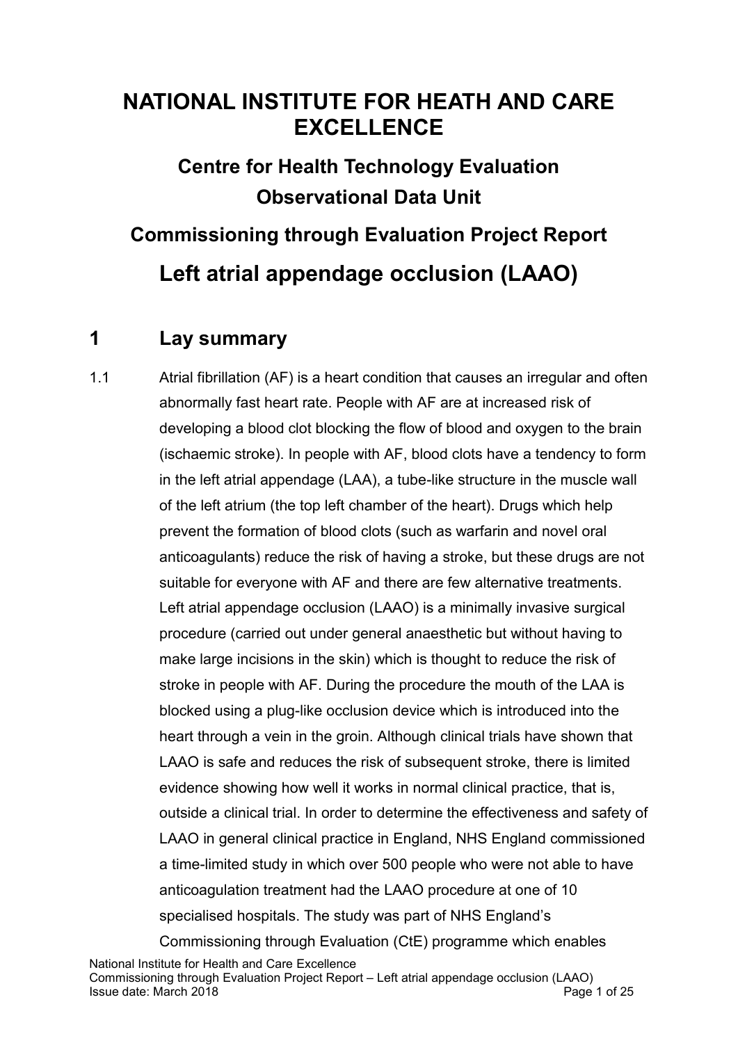# NATIONAL INSTITUTE FOR HEATH AND CARE EXCELLENCE

## Centre for Health Technology Evaluation
## Observational Data Unit

### Commissioning through Evaluation Project Report

## Left atrial appendage occlusion (LAAO)

## 1 Lay summary

1.1 Atrial fibrillation (AF) is a heart condition that causes an irregular and often abnormally fast heart rate. People with AF are at increased risk of developing a blood clot blocking the flow of blood and oxygen to the brain (ischaemic stroke). In people with AF, blood clots have a tendency to form in the left atrial appendage (LAA), a tube-like structure in the muscle wall of the left atrium (the top left chamber of the heart). Drugs which help prevent the formation of blood clots (such as warfarin and novel oral anticoagulants) reduce the risk of having a stroke, but these drugs are not suitable for everyone with AF and there are few alternative treatments. Left atrial appendage occlusion (LAAO) is a minimally invasive surgical procedure (carried out under general anaesthetic but without having to make large incisions in the skin) which is thought to reduce the risk of stroke in people with AF. During the procedure the mouth of the LAA is blocked using a plug-like occlusion device which is introduced into the heart through a vein in the groin. Although clinical trials have shown that LAAO is safe and reduces the risk of subsequent stroke, there is limited evidence showing how well it works in normal clinical practice, that is, outside a clinical trial. In order to determine the effectiveness and safety of LAAO in general clinical practice in England, NHS England commissioned a time-limited study in which over 500 people who were not able to have anticoagulation treatment had the LAAO procedure at one of 10 specialised hospitals. The study was part of NHS England's Commissioning through Evaluation (CtE) programme which enables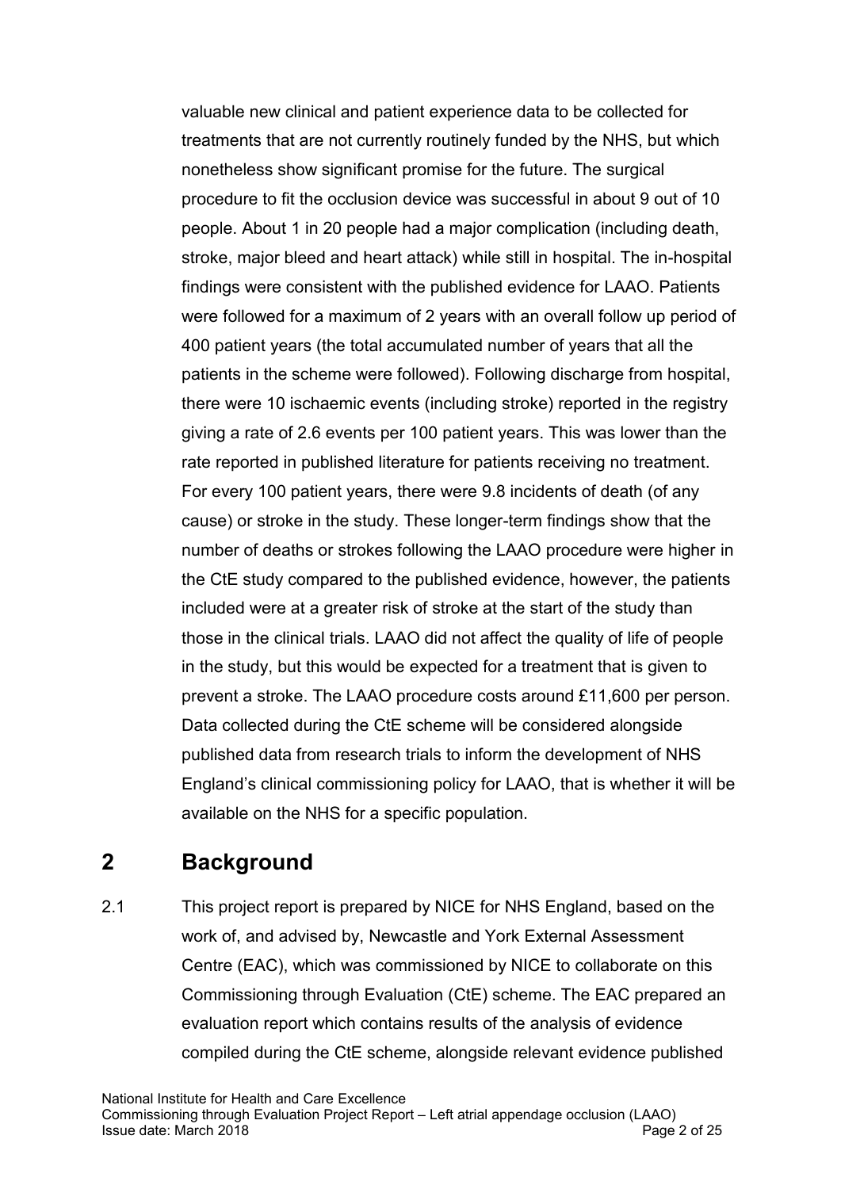valuable new clinical and patient experience data to be collected for treatments that are not currently routinely funded by the NHS, but which nonetheless show significant promise for the future. The surgical procedure to fit the occlusion device was successful in about 9 out of 10 people. About 1 in 20 people had a major complication (including death, stroke, major bleed and heart attack) while still in hospital. The in-hospital findings were consistent with the published evidence for LAAO. Patients were followed for a maximum of 2 years with an overall follow up period of 400 patient years (the total accumulated number of years that all the patients in the scheme were followed). Following discharge from hospital, there were 10 ischaemic events (including stroke) reported in the registry giving a rate of 2.6 events per 100 patient years. This was lower than the rate reported in published literature for patients receiving no treatment. For every 100 patient years, there were 9.8 incidents of death (of any cause) or stroke in the study. These longer-term findings show that the number of deaths or strokes following the LAAO procedure were higher in the CtE study compared to the published evidence, however, the patients included were at a greater risk of stroke at the start of the study than those in the clinical trials. LAAO did not affect the quality of life of people in the study, but this would be expected for a treatment that is given to prevent a stroke. The LAAO procedure costs around £11,600 per person. Data collected during the CtE scheme will be considered alongside published data from research trials to inform the development of NHS England's clinical commissioning policy for LAAO, that is whether it will be available on the NHS for a specific population.

## 2 Background

2.1 This project report is prepared by NICE for NHS England, based on the work of, and advised by, Newcastle and York External Assessment Centre (EAC), which was commissioned by NICE to collaborate on this Commissioning through Evaluation (CtE) scheme. The EAC prepared an evaluation report which contains results of the analysis of evidence compiled during the CtE scheme, alongside relevant evidence published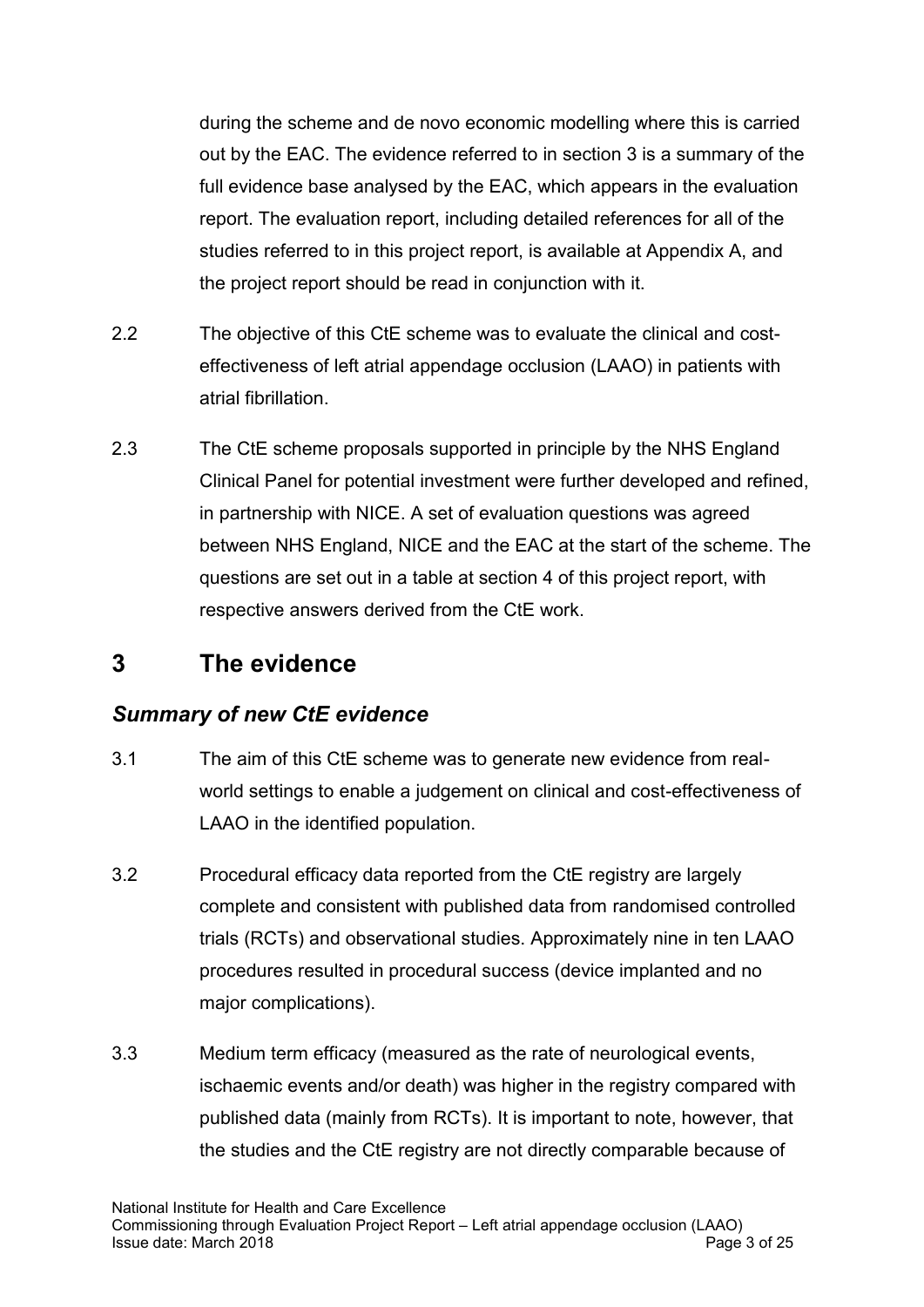during the scheme and de novo economic modelling where this is carried out by the EAC. The evidence referred to in section 3 is a summary of the full evidence base analysed by the EAC, which appears in the evaluation report. The evaluation report, including detailed references for all of the studies referred to in this project report, is available at Appendix A, and the project report should be read in conjunction with it.

2.2 The objective of this CtE scheme was to evaluate the clinical and cost-effectiveness of left atrial appendage occlusion (LAAO) in patients with atrial fibrillation.

2.3 The CtE scheme proposals supported in principle by the NHS England Clinical Panel for potential investment were further developed and refined, in partnership with NICE. A set of evaluation questions was agreed between NHS England, NICE and the EAC at the start of the scheme. The questions are set out in a table at section 4 of this project report, with respective answers derived from the CtE work.

# 3 The evidence

## *Summary of new CtE evidence*

3.1 The aim of this CtE scheme was to generate new evidence from real-world settings to enable a judgement on clinical and cost-effectiveness of LAAO in the identified population.

3.2 Procedural efficacy data reported from the CtE registry are largely complete and consistent with published data from randomised controlled trials (RCTs) and observational studies. Approximately nine in ten LAAO procedures resulted in procedural success (device implanted and no major complications).

3.3 Medium term efficacy (measured as the rate of neurological events, ischaemic events and/or death) was higher in the registry compared with published data (mainly from RCTs). It is important to note, however, that the studies and the CtE registry are not directly comparable because of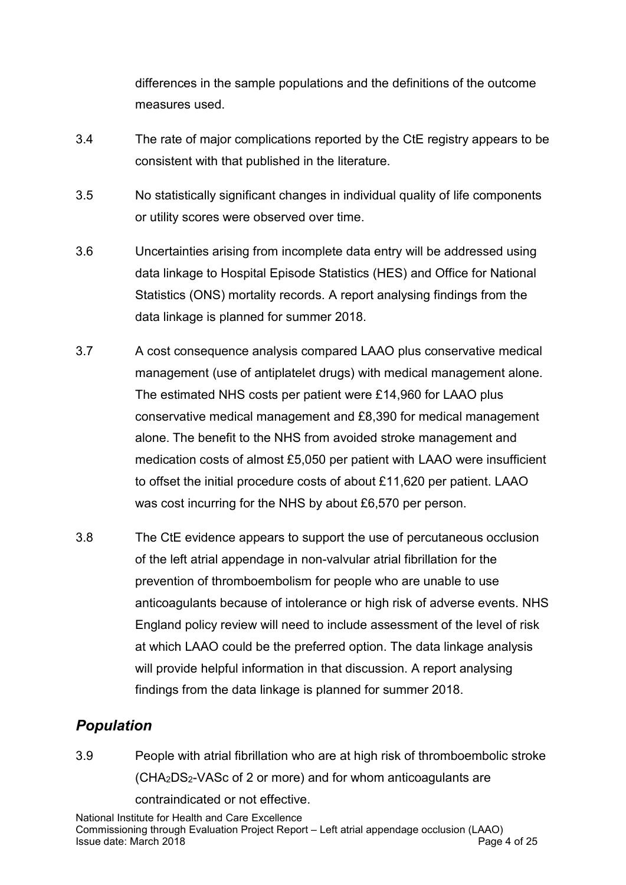differences in the sample populations and the definitions of the outcome measures used.

3.4 The rate of major complications reported by the CtE registry appears to be consistent with that published in the literature.

3.5 No statistically significant changes in individual quality of life components or utility scores were observed over time.

3.6 Uncertainties arising from incomplete data entry will be addressed using data linkage to Hospital Episode Statistics (HES) and Office for National Statistics (ONS) mortality records. A report analysing findings from the data linkage is planned for summer 2018.

3.7 A cost consequence analysis compared LAAO plus conservative medical management (use of antiplatelet drugs) with medical management alone. The estimated NHS costs per patient were £14,960 for LAAO plus conservative medical management and £8,390 for medical management alone. The benefit to the NHS from avoided stroke management and medication costs of almost £5,050 per patient with LAAO were insufficient to offset the initial procedure costs of about £11,620 per patient. LAAO was cost incurring for the NHS by about £6,570 per person.

3.8 The CtE evidence appears to support the use of percutaneous occlusion of the left atrial appendage in non-valvular atrial fibrillation for the prevention of thromboembolism for people who are unable to use anticoagulants because of intolerance or high risk of adverse events. NHS England policy review will need to include assessment of the level of risk at which LAAO could be the preferred option. The data linkage analysis will provide helpful information in that discussion. A report analysing findings from the data linkage is planned for summer 2018.

## *Population*

3.9 People with atrial fibrillation who are at high risk of thromboembolic stroke ($CHA_2DS_2$-VASc of 2 or more) and for whom anticoagulants are contraindicated or not effective.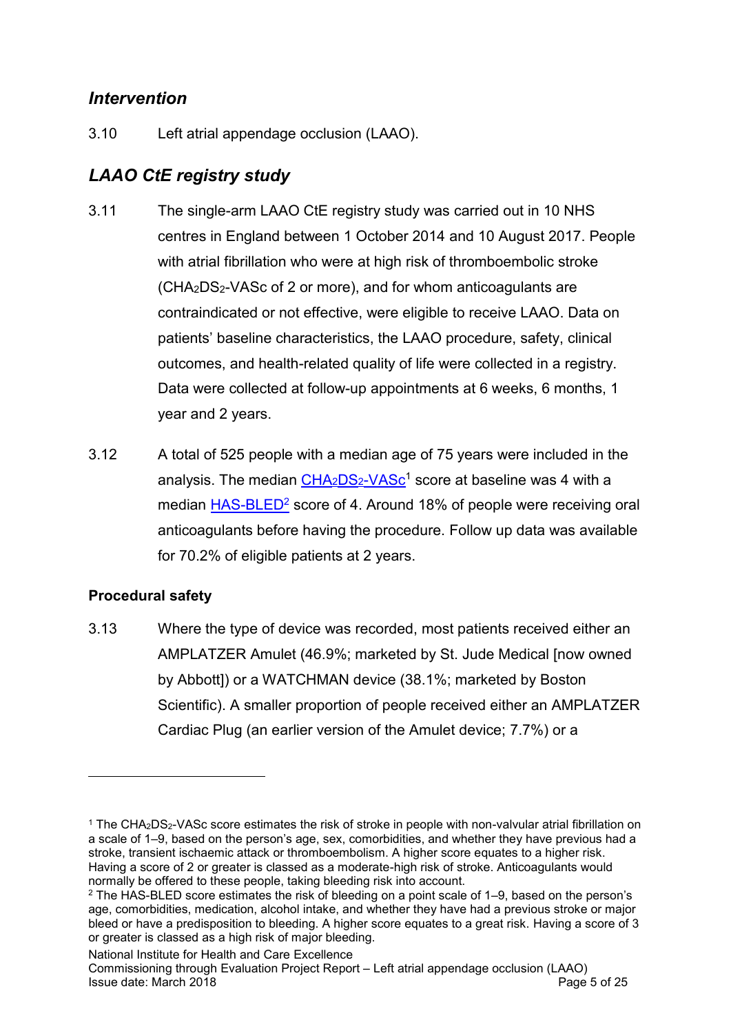## *Intervention*

3.10 Left atrial appendage occlusion (LAAO).

## *LAAO CtE registry study*

3.11 The single-arm LAAO CtE registry study was carried out in 10 NHS centres in England between 1 October 2014 and 10 August 2017. People with atrial fibrillation who were at high risk of thromboembolic stroke ($CHA_2DS_2$-VASc of 2 or more), and for whom anticoagulants are contraindicated or not effective, were eligible to receive LAAO. Data on patients' baseline characteristics, the LAAO procedure, safety, clinical outcomes, and health-related quality of life were collected in a registry. Data were collected at follow-up appointments at 6 weeks, 6 months, 1 year and 2 years.

3.12 A total of 525 people with a median age of 75 years were included in the analysis. The median $CHA_2DS_2$-VASc[1] score at baseline was 4 with a median HAS-BLED[2] score of 4. Around 18% of people were receiving oral anticoagulants before having the procedure. Follow up data was available for 70.2% of eligible patients at 2 years.

### Procedural safety

3.13 Where the type of device was recorded, most patients received either an AMPLATZER Amulet (46.9%; marketed by St. Jude Medical [now owned by Abbott]) or a WATCHMAN device (38.1%; marketed by Boston Scientific). A smaller proportion of people received either an AMPLATZER Cardiac Plug (an earlier version of the Amulet device; 7.7%) or a

---

[1] The $CHA_2DS_2$-VASc score estimates the risk of stroke in people with non-valvular atrial fibrillation on a scale of 1–9, based on the person's age, sex, comorbidities, and whether they have previous had a stroke, transient ischaemic attack or thromboembolism. A higher score equates to a higher risk. Having a score of 2 or greater is classed as a moderate-high risk of stroke. Anticoagulants would normally be offered to these people, taking bleeding risk into account.

[2] The HAS-BLED score estimates the risk of bleeding on a point scale of 1–9, based on the person's age, comorbidities, medication, alcohol intake, and whether they have had a previous stroke or major bleed or have a predisposition to bleeding. A higher score equates to a great risk. Having a score of 3 or greater is classed as a high risk of major bleeding.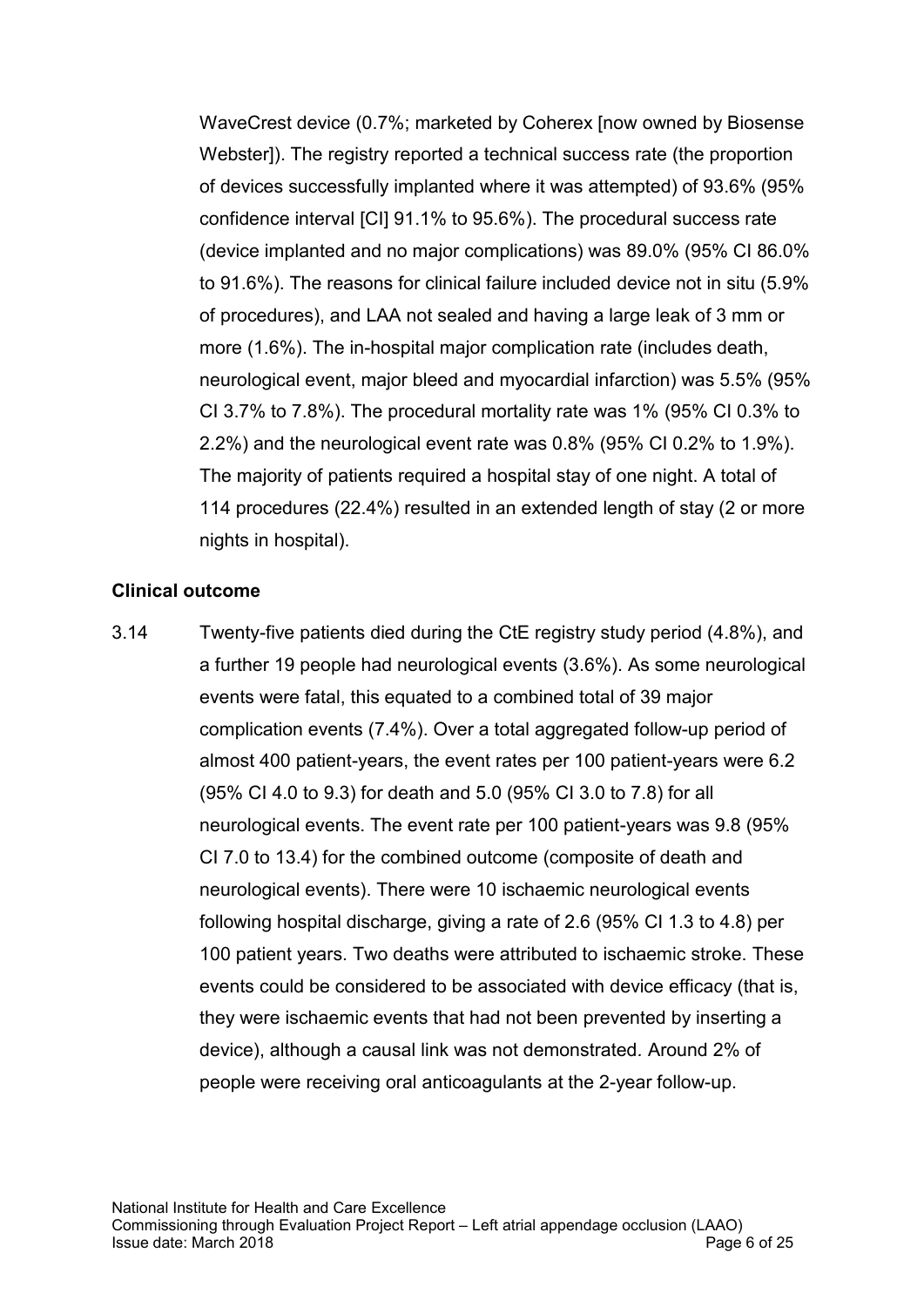WaveCrest device (0.7%; marketed by Coherex [now owned by Biosense Webster]). The registry reported a technical success rate (the proportion of devices successfully implanted where it was attempted) of 93.6% (95% confidence interval [CI] 91.1% to 95.6%). The procedural success rate (device implanted and no major complications) was 89.0% (95% CI 86.0% to 91.6%). The reasons for clinical failure included device not in situ (5.9% of procedures), and LAA not sealed and having a large leak of 3 mm or more (1.6%). The in-hospital major complication rate (includes death, neurological event, major bleed and myocardial infarction) was 5.5% (95% CI 3.7% to 7.8%). The procedural mortality rate was 1% (95% CI 0.3% to 2.2%) and the neurological event rate was 0.8% (95% CI 0.2% to 1.9%). The majority of patients required a hospital stay of one night. A total of 114 procedures (22.4%) resulted in an extended length of stay (2 or more nights in hospital).

**Clinical outcome**

3.14 Twenty-five patients died during the CtE registry study period (4.8%), and a further 19 people had neurological events (3.6%). As some neurological events were fatal, this equated to a combined total of 39 major complication events (7.4%). Over a total aggregated follow-up period of almost 400 patient-years, the event rates per 100 patient-years were 6.2 (95% CI 4.0 to 9.3) for death and 5.0 (95% CI 3.0 to 7.8) for all neurological events. The event rate per 100 patient-years was 9.8 (95% CI 7.0 to 13.4) for the combined outcome (composite of death and neurological events). There were 10 ischaemic neurological events following hospital discharge, giving a rate of 2.6 (95% CI 1.3 to 4.8) per 100 patient years. Two deaths were attributed to ischaemic stroke. These events could be considered to be associated with device efficacy (that is, they were ischaemic events that had not been prevented by inserting a device), although a causal link was not demonstrated. Around 2% of people were receiving oral anticoagulants at the 2-year follow-up.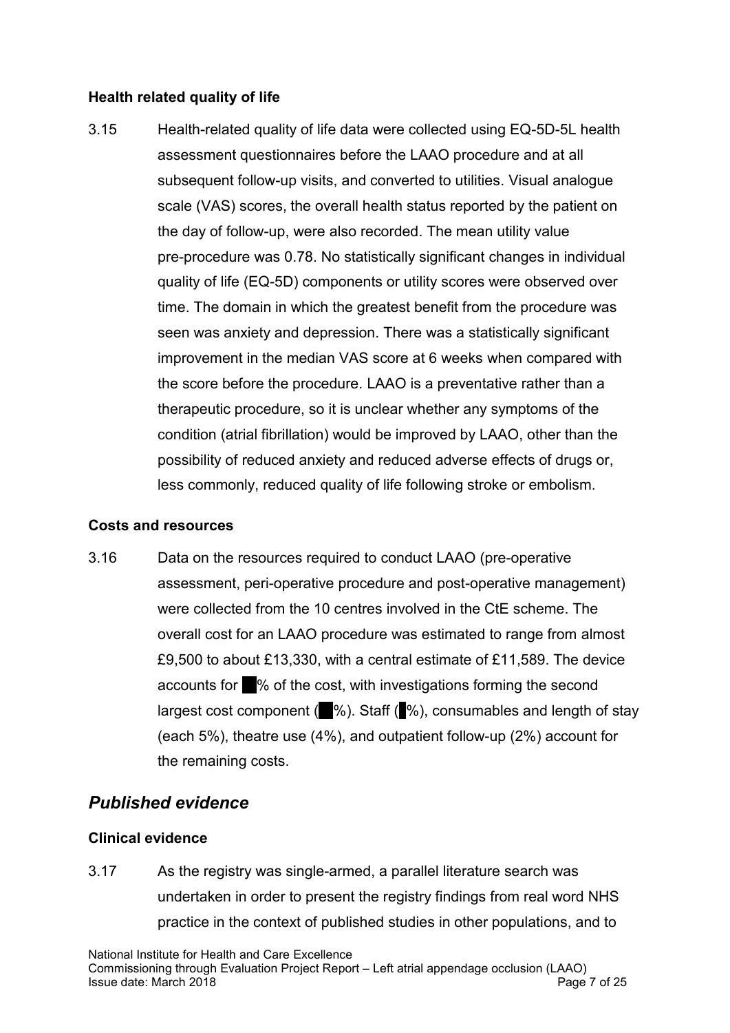### Health related quality of life

3.15 Health-related quality of life data were collected using EQ-5D-5L health assessment questionnaires before the LAAO procedure and at all subsequent follow-up visits, and converted to utilities. Visual analogue scale (VAS) scores, the overall health status reported by the patient on the day of follow-up, were also recorded. The mean utility value pre-procedure was 0.78. No statistically significant changes in individual quality of life (EQ-5D) components or utility scores were observed over time. The domain in which the greatest benefit from the procedure was seen was anxiety and depression. There was a statistically significant improvement in the median VAS score at 6 weeks when compared with the score before the procedure. LAAO is a preventative rather than a therapeutic procedure, so it is unclear whether any symptoms of the condition (atrial fibrillation) would be improved by LAAO, other than the possibility of reduced anxiety and reduced adverse effects of drugs or, less commonly, reduced quality of life following stroke or embolism.

### Costs and resources

3.16 Data on the resources required to conduct LAAO (pre-operative assessment, peri-operative procedure and post-operative management) were collected from the 10 centres involved in the CtE scheme. The overall cost for an LAAO procedure was estimated to range from almost £9,500 to about £13,330, with a central estimate of £11,589. The device accounts for ██% of the cost, with investigations forming the second largest cost component (██%). Staff (█%), consumables and length of stay (each 5%), theatre use (4%), and outpatient follow-up (2%) account for the remaining costs.

## *Published evidence*

### Clinical evidence

3.17 As the registry was single-armed, a parallel literature search was undertaken in order to present the registry findings from real word NHS practice in the context of published studies in other populations, and to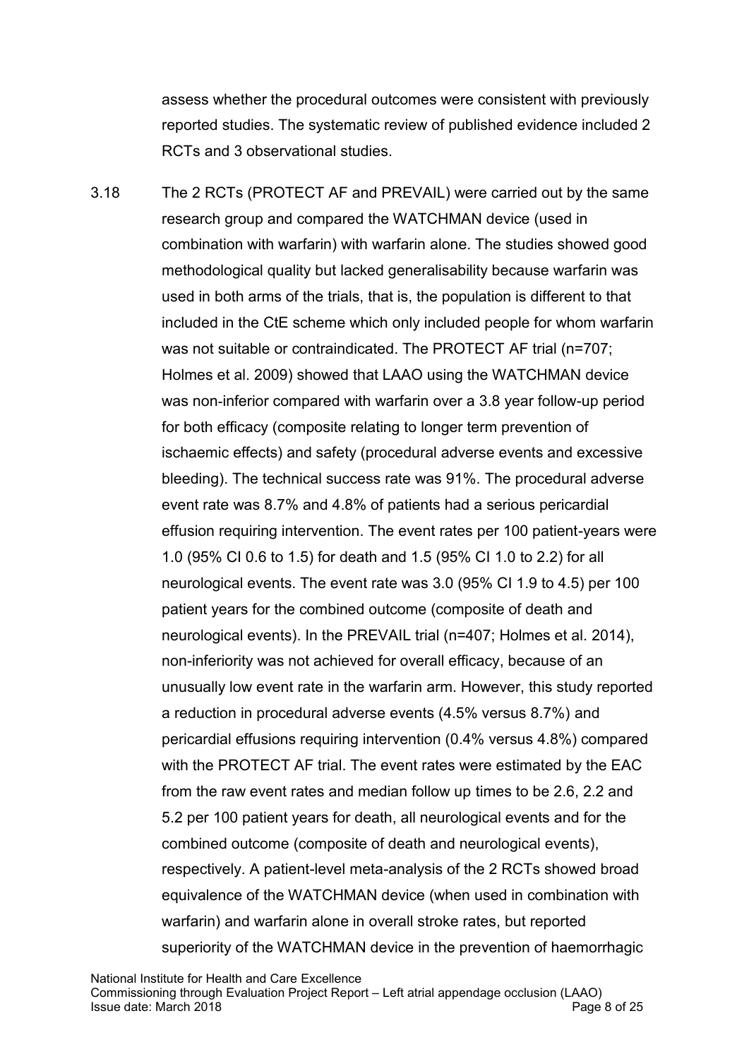assess whether the procedural outcomes were consistent with previously reported studies. The systematic review of published evidence included 2 RCTs and 3 observational studies.

3.18 The 2 RCTs (PROTECT AF and PREVAIL) were carried out by the same research group and compared the WATCHMAN device (used in combination with warfarin) with warfarin alone. The studies showed good methodological quality but lacked generalisability because warfarin was used in both arms of the trials, that is, the population is different to that included in the CtE scheme which only included people for whom warfarin was not suitable or contraindicated. The PROTECT AF trial (n=707; Holmes et al. 2009) showed that LAAO using the WATCHMAN device was non-inferior compared with warfarin over a 3.8 year follow-up period for both efficacy (composite relating to longer term prevention of ischaemic effects) and safety (procedural adverse events and excessive bleeding). The technical success rate was 91%. The procedural adverse event rate was 8.7% and 4.8% of patients had a serious pericardial effusion requiring intervention. The event rates per 100 patient-years were 1.0 (95% CI 0.6 to 1.5) for death and 1.5 (95% CI 1.0 to 2.2) for all neurological events. The event rate was 3.0 (95% CI 1.9 to 4.5) per 100 patient years for the combined outcome (composite of death and neurological events). In the PREVAIL trial (n=407; Holmes et al. 2014), non-inferiority was not achieved for overall efficacy, because of an unusually low event rate in the warfarin arm. However, this study reported a reduction in procedural adverse events (4.5% versus 8.7%) and pericardial effusions requiring intervention (0.4% versus 4.8%) compared with the PROTECT AF trial. The event rates were estimated by the EAC from the raw event rates and median follow up times to be 2.6, 2.2 and 5.2 per 100 patient years for death, all neurological events and for the combined outcome (composite of death and neurological events), respectively. A patient-level meta-analysis of the 2 RCTs showed broad equivalence of the WATCHMAN device (when used in combination with warfarin) and warfarin alone in overall stroke rates, but reported superiority of the WATCHMAN device in the prevention of haemorrhagic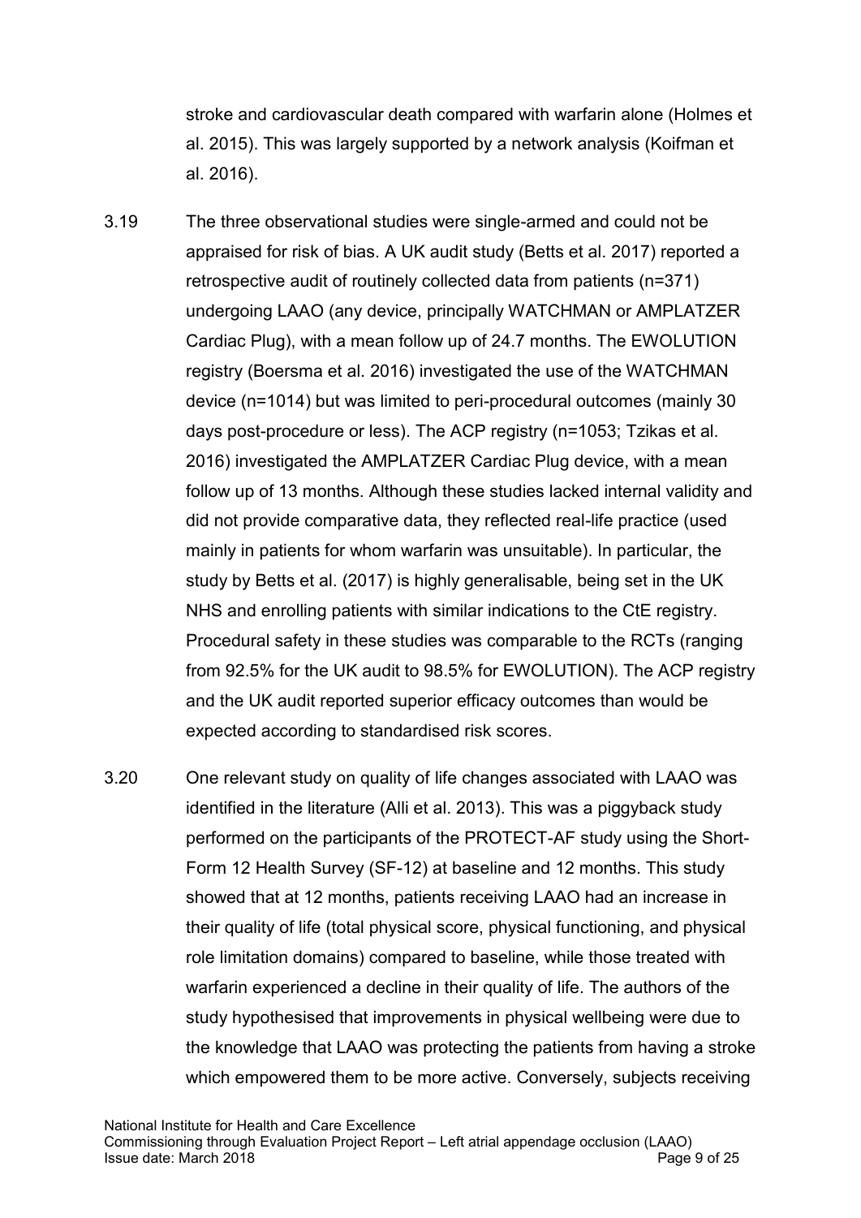stroke and cardiovascular death compared with warfarin alone (Holmes et al. 2015). This was largely supported by a network analysis (Koifman et al. 2016).

3.19 The three observational studies were single-armed and could not be appraised for risk of bias. A UK audit study (Betts et al. 2017) reported a retrospective audit of routinely collected data from patients (n=371) undergoing LAAO (any device, principally WATCHMAN or AMPLATZER Cardiac Plug), with a mean follow up of 24.7 months. The EWOLUTION registry (Boersma et al. 2016) investigated the use of the WATCHMAN device (n=1014) but was limited to peri-procedural outcomes (mainly 30 days post-procedure or less). The ACP registry (n=1053; Tzikas et al. 2016) investigated the AMPLATZER Cardiac Plug device, with a mean follow up of 13 months. Although these studies lacked internal validity and did not provide comparative data, they reflected real-life practice (used mainly in patients for whom warfarin was unsuitable). In particular, the study by Betts et al. (2017) is highly generalisable, being set in the UK NHS and enrolling patients with similar indications to the CtE registry. Procedural safety in these studies was comparable to the RCTs (ranging from 92.5% for the UK audit to 98.5% for EWOLUTION). The ACP registry and the UK audit reported superior efficacy outcomes than would be expected according to standardised risk scores.

3.20 One relevant study on quality of life changes associated with LAAO was identified in the literature (Alli et al. 2013). This was a piggyback study performed on the participants of the PROTECT-AF study using the Short-Form 12 Health Survey (SF-12) at baseline and 12 months. This study showed that at 12 months, patients receiving LAAO had an increase in their quality of life (total physical score, physical functioning, and physical role limitation domains) compared to baseline, while those treated with warfarin experienced a decline in their quality of life. The authors of the study hypothesised that improvements in physical wellbeing were due to the knowledge that LAAO was protecting the patients from having a stroke which empowered them to be more active. Conversely, subjects receiving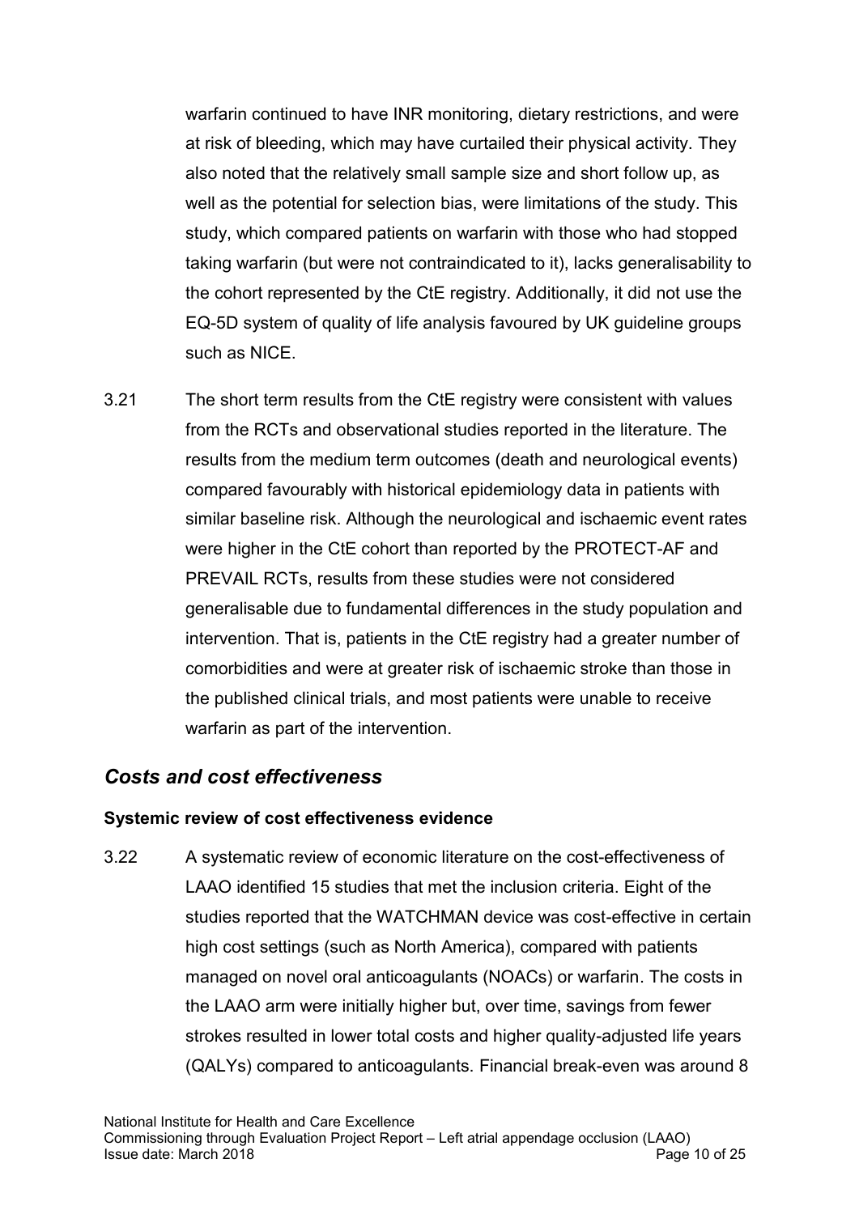warfarin continued to have INR monitoring, dietary restrictions, and were at risk of bleeding, which may have curtailed their physical activity. They also noted that the relatively small sample size and short follow up, as well as the potential for selection bias, were limitations of the study. This study, which compared patients on warfarin with those who had stopped taking warfarin (but were not contraindicated to it), lacks generalisability to the cohort represented by the CtE registry. Additionally, it did not use the EQ-5D system of quality of life analysis favoured by UK guideline groups such as NICE.

3.21 The short term results from the CtE registry were consistent with values from the RCTs and observational studies reported in the literature. The results from the medium term outcomes (death and neurological events) compared favourably with historical epidemiology data in patients with similar baseline risk. Although the neurological and ischaemic event rates were higher in the CtE cohort than reported by the PROTECT-AF and PREVAIL RCTs, results from these studies were not considered generalisable due to fundamental differences in the study population and intervention. That is, patients in the CtE registry had a greater number of comorbidities and were at greater risk of ischaemic stroke than those in the published clinical trials, and most patients were unable to receive warfarin as part of the intervention.

## *Costs and cost effectiveness*

**Systemic review of cost effectiveness evidence**

3.22 A systematic review of economic literature on the cost-effectiveness of LAAO identified 15 studies that met the inclusion criteria. Eight of the studies reported that the WATCHMAN device was cost-effective in certain high cost settings (such as North America), compared with patients managed on novel oral anticoagulants (NOACs) or warfarin. The costs in the LAAO arm were initially higher but, over time, savings from fewer strokes resulted in lower total costs and higher quality-adjusted life years (QALYs) compared to anticoagulants. Financial break-even was around 8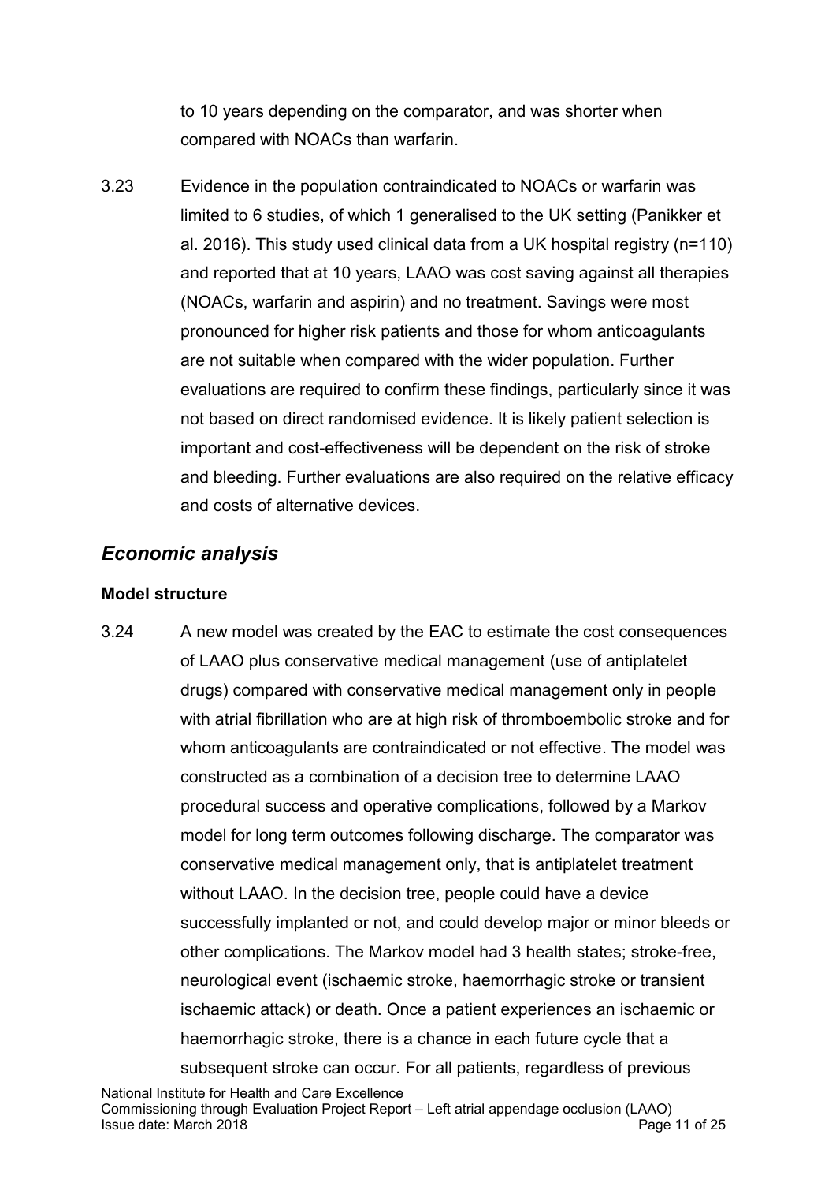to 10 years depending on the comparator, and was shorter when compared with NOACs than warfarin.

3.23 Evidence in the population contraindicated to NOACs or warfarin was limited to 6 studies, of which 1 generalised to the UK setting (Panikker et al. 2016). This study used clinical data from a UK hospital registry (n=110) and reported that at 10 years, LAAO was cost saving against all therapies (NOACs, warfarin and aspirin) and no treatment. Savings were most pronounced for higher risk patients and those for whom anticoagulants are not suitable when compared with the wider population. Further evaluations are required to confirm these findings, particularly since it was not based on direct randomised evidence. It is likely patient selection is important and cost-effectiveness will be dependent on the risk of stroke and bleeding. Further evaluations are also required on the relative efficacy and costs of alternative devices.

## *Economic analysis*

### Model structure

3.24 A new model was created by the EAC to estimate the cost consequences of LAAO plus conservative medical management (use of antiplatelet drugs) compared with conservative medical management only in people with atrial fibrillation who are at high risk of thromboembolic stroke and for whom anticoagulants are contraindicated or not effective. The model was constructed as a combination of a decision tree to determine LAAO procedural success and operative complications, followed by a Markov model for long term outcomes following discharge. The comparator was conservative medical management only, that is antiplatelet treatment without LAAO. In the decision tree, people could have a device successfully implanted or not, and could develop major or minor bleeds or other complications. The Markov model had 3 health states; stroke-free, neurological event (ischaemic stroke, haemorrhagic stroke or transient ischaemic attack) or death. Once a patient experiences an ischaemic or haemorrhagic stroke, there is a chance in each future cycle that a subsequent stroke can occur. For all patients, regardless of previous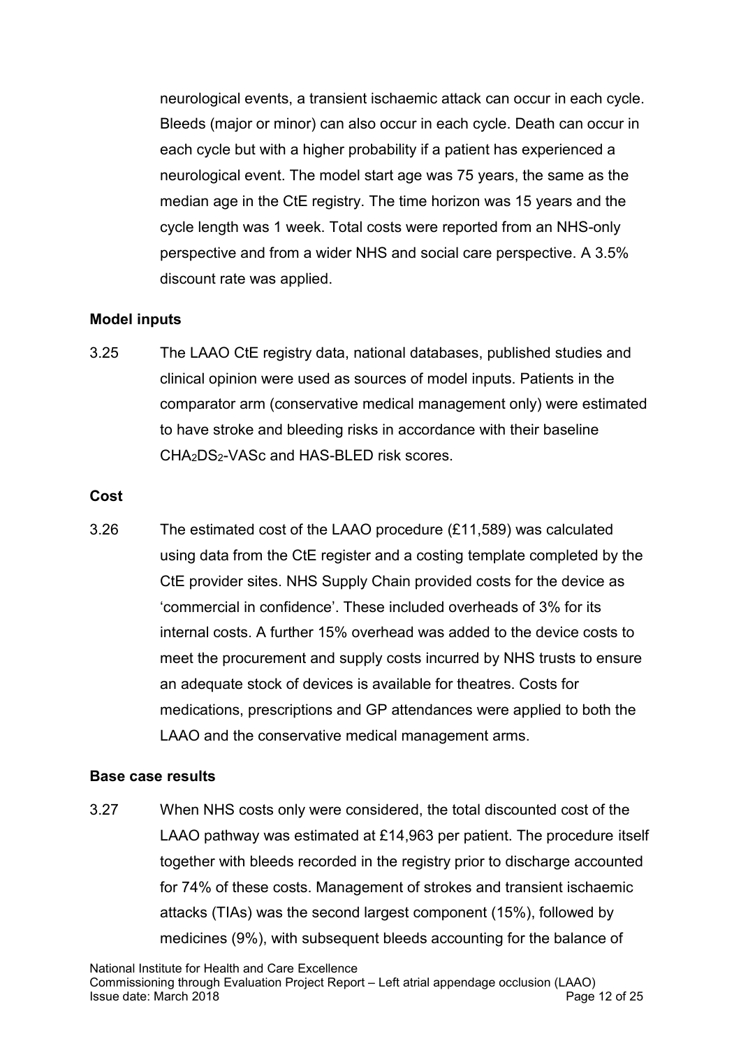neurological events, a transient ischaemic attack can occur in each cycle. Bleeds (major or minor) can also occur in each cycle. Death can occur in each cycle but with a higher probability if a patient has experienced a neurological event. The model start age was 75 years, the same as the median age in the CtE registry. The time horizon was 15 years and the cycle length was 1 week. Total costs were reported from an NHS-only perspective and from a wider NHS and social care perspective. A 3.5% discount rate was applied.

### Model inputs

3.25 The LAAO CtE registry data, national databases, published studies and clinical opinion were used as sources of model inputs. Patients in the comparator arm (conservative medical management only) were estimated to have stroke and bleeding risks in accordance with their baseline $CHA_2DS_2$-VASc and HAS-BLED risk scores.

### Cost

3.26 The estimated cost of the LAAO procedure (£11,589) was calculated using data from the CtE register and a costing template completed by the CtE provider sites. NHS Supply Chain provided costs for the device as 'commercial in confidence'. These included overheads of 3% for its internal costs. A further 15% overhead was added to the device costs to meet the procurement and supply costs incurred by NHS trusts to ensure an adequate stock of devices is available for theatres. Costs for medications, prescriptions and GP attendances were applied to both the LAAO and the conservative medical management arms.

### Base case results

3.27 When NHS costs only were considered, the total discounted cost of the LAAO pathway was estimated at £14,963 per patient. The procedure itself together with bleeds recorded in the registry prior to discharge accounted for 74% of these costs. Management of strokes and transient ischaemic attacks (TIAs) was the second largest component (15%), followed by medicines (9%), with subsequent bleeds accounting for the balance of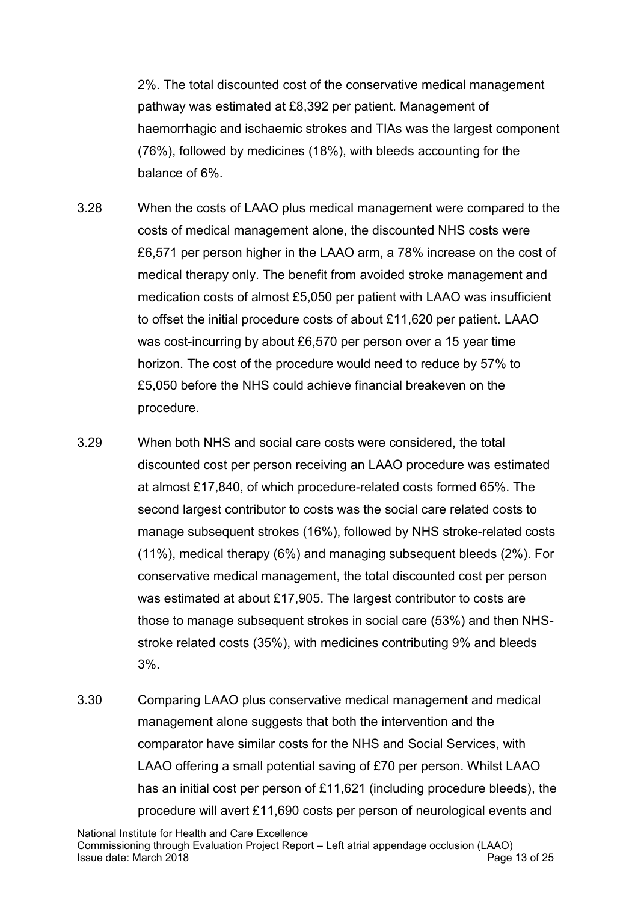2%. The total discounted cost of the conservative medical management pathway was estimated at £8,392 per patient. Management of haemorrhagic and ischaemic strokes and TIAs was the largest component (76%), followed by medicines (18%), with bleeds accounting for the balance of 6%.

3.28 When the costs of LAAO plus medical management were compared to the costs of medical management alone, the discounted NHS costs were £6,571 per person higher in the LAAO arm, a 78% increase on the cost of medical therapy only. The benefit from avoided stroke management and medication costs of almost £5,050 per patient with LAAO was insufficient to offset the initial procedure costs of about £11,620 per patient. LAAO was cost-incurring by about £6,570 per person over a 15 year time horizon. The cost of the procedure would need to reduce by 57% to £5,050 before the NHS could achieve financial breakeven on the procedure.

3.29 When both NHS and social care costs were considered, the total discounted cost per person receiving an LAAO procedure was estimated at almost £17,840, of which procedure-related costs formed 65%. The second largest contributor to costs was the social care related costs to manage subsequent strokes (16%), followed by NHS stroke-related costs (11%), medical therapy (6%) and managing subsequent bleeds (2%). For conservative medical management, the total discounted cost per person was estimated at about £17,905. The largest contributor to costs are those to manage subsequent strokes in social care (53%) and then NHS-stroke related costs (35%), with medicines contributing 9% and bleeds 3%.

3.30 Comparing LAAO plus conservative medical management and medical management alone suggests that both the intervention and the comparator have similar costs for the NHS and Social Services, with LAAO offering a small potential saving of £70 per person. Whilst LAAO has an initial cost per person of £11,621 (including procedure bleeds), the procedure will avert £11,690 costs per person of neurological events and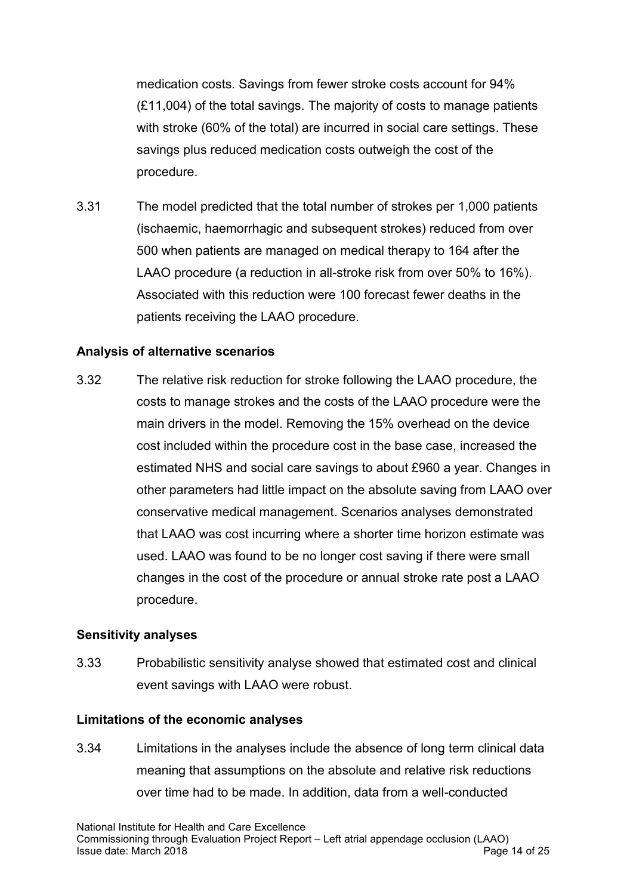medication costs. Savings from fewer stroke costs account for 94% (£11,004) of the total savings. The majority of costs to manage patients with stroke (60% of the total) are incurred in social care settings. These savings plus reduced medication costs outweigh the cost of the procedure.

3.31 The model predicted that the total number of strokes per 1,000 patients (ischaemic, haemorrhagic and subsequent strokes) reduced from over 500 when patients are managed on medical therapy to 164 after the LAAO procedure (a reduction in all-stroke risk from over 50% to 16%). Associated with this reduction were 100 forecast fewer deaths in the patients receiving the LAAO procedure.

### Analysis of alternative scenarios

3.32 The relative risk reduction for stroke following the LAAO procedure, the costs to manage strokes and the costs of the LAAO procedure were the main drivers in the model. Removing the 15% overhead on the device cost included within the procedure cost in the base case, increased the estimated NHS and social care savings to about £960 a year. Changes in other parameters had little impact on the absolute saving from LAAO over conservative medical management. Scenarios analyses demonstrated that LAAO was cost incurring where a shorter time horizon estimate was used. LAAO was found to be no longer cost saving if there were small changes in the cost of the procedure or annual stroke rate post a LAAO procedure.

### Sensitivity analyses

3.33 Probabilistic sensitivity analyse showed that estimated cost and clinical event savings with LAAO were robust.

### Limitations of the economic analyses

3.34 Limitations in the analyses include the absence of long term clinical data meaning that assumptions on the absolute and relative risk reductions over time had to be made. In addition, data from a well-conducted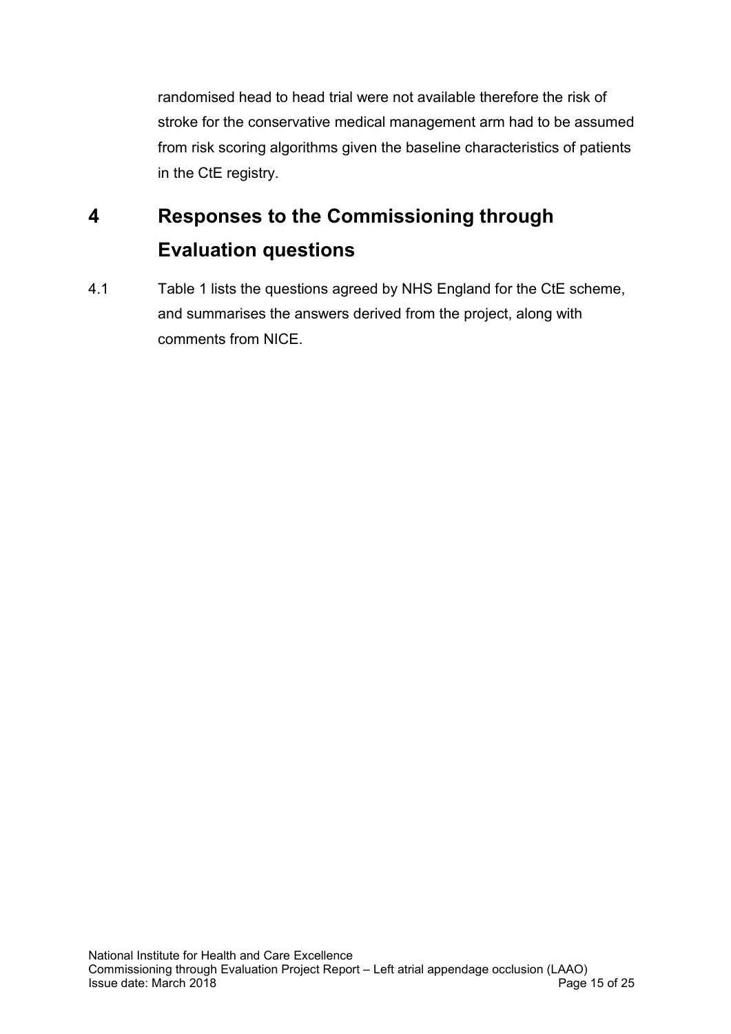randomised head to head trial were not available therefore the risk of stroke for the conservative medical management arm had to be assumed from risk scoring algorithms given the baseline characteristics of patients in the CtE registry.

# 4 Responses to the Commissioning through Evaluation questions

4.1 Table 1 lists the questions agreed by NHS England for the CtE scheme, and summarises the answers derived from the project, along with comments from NICE.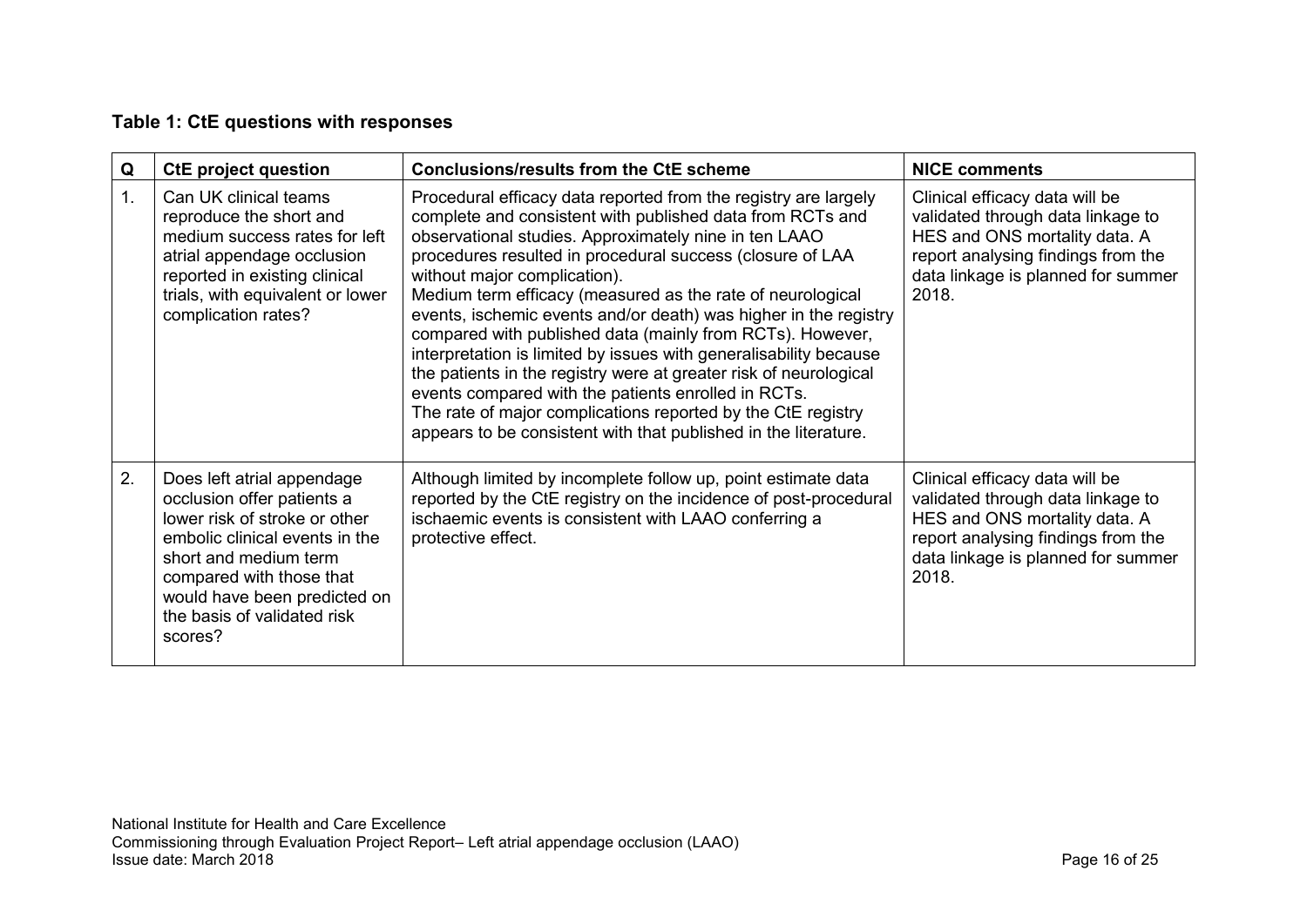**Table 1: CtE questions with responses**

| Q | CtE project question | Conclusions/results from the CtE scheme | NICE comments |
|---|---|---|---|
| 1. | Can UK clinical teams reproduce the short and medium success rates for left atrial appendage occlusion reported in existing clinical trials, with equivalent or lower complication rates? | Procedural efficacy data reported from the registry are largely complete and consistent with published data from RCTs and observational studies. Approximately nine in ten LAAO procedures resulted in procedural success (closure of LAA without major complication).<br>Medium term efficacy (measured as the rate of neurological events, ischemic events and/or death) was higher in the registry compared with published data (mainly from RCTs). However, interpretation is limited by issues with generalisability because the patients in the registry were at greater risk of neurological events compared with the patients enrolled in RCTs.<br>The rate of major complications reported by the CtE registry appears to be consistent with that published in the literature. | Clinical efficacy data will be validated through data linkage to HES and ONS mortality data. A report analysing findings from the data linkage is planned for summer 2018. |
| 2. | Does left atrial appendage occlusion offer patients a lower risk of stroke or other embolic clinical events in the short and medium term compared with those that would have been predicted on the basis of validated risk scores? | Although limited by incomplete follow up, point estimate data reported by the CtE registry on the incidence of post-procedural ischaemic events is consistent with LAAO conferring a protective effect. | Clinical efficacy data will be validated through data linkage to HES and ONS mortality data. A report analysing findings from the data linkage is planned for summer 2018. |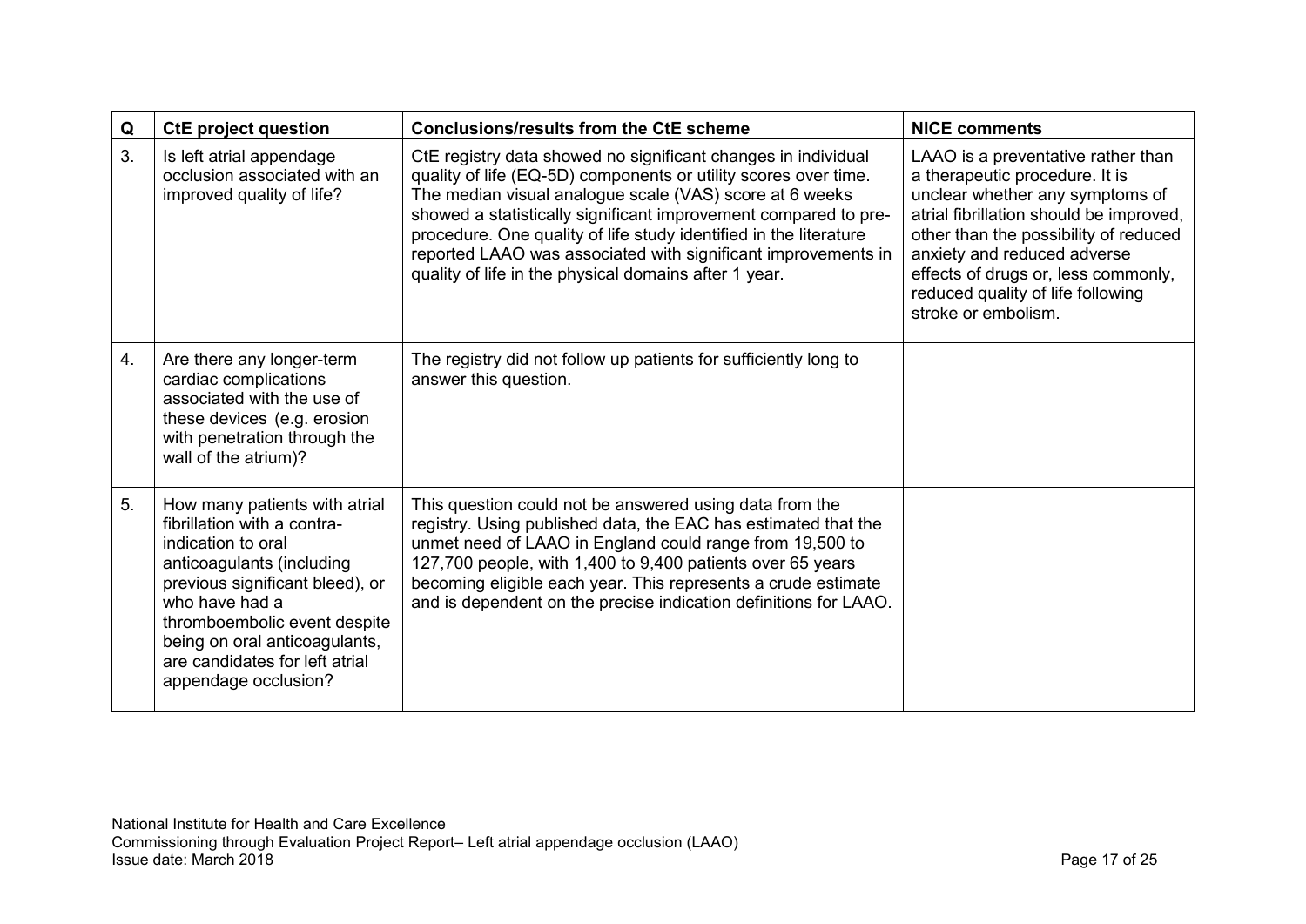| Q | CtE project question | Conclusions/results from the CtE scheme | NICE comments |
|---|---|---|---|
| 3. | Is left atrial appendage occlusion associated with an improved quality of life? | CtE registry data showed no significant changes in individual quality of life (EQ-5D) components or utility scores over time. The median visual analogue scale (VAS) score at 6 weeks showed a statistically significant improvement compared to pre-procedure. One quality of life study identified in the literature reported LAAO was associated with significant improvements in quality of life in the physical domains after 1 year. | LAAO is a preventative rather than a therapeutic procedure. It is unclear whether any symptoms of atrial fibrillation should be improved, other than the possibility of reduced anxiety and reduced adverse effects of drugs or, less commonly, reduced quality of life following stroke or embolism. |
| 4. | Are there any longer-term cardiac complications associated with the use of these devices (e.g. erosion with penetration through the wall of the atrium)? | The registry did not follow up patients for sufficiently long to answer this question. | |
| 5. | How many patients with atrial fibrillation with a contra-indication to oral anticoagulants (including previous significant bleed), or who have had a thromboembolic event despite being on oral anticoagulants, are candidates for left atrial appendage occlusion? | This question could not be answered using data from the registry. Using published data, the EAC has estimated that the unmet need of LAAO in England could range from 19,500 to 127,700 people, with 1,400 to 9,400 patients over 65 years becoming eligible each year. This represents a crude estimate and is dependent on the precise indication definitions for LAAO. | |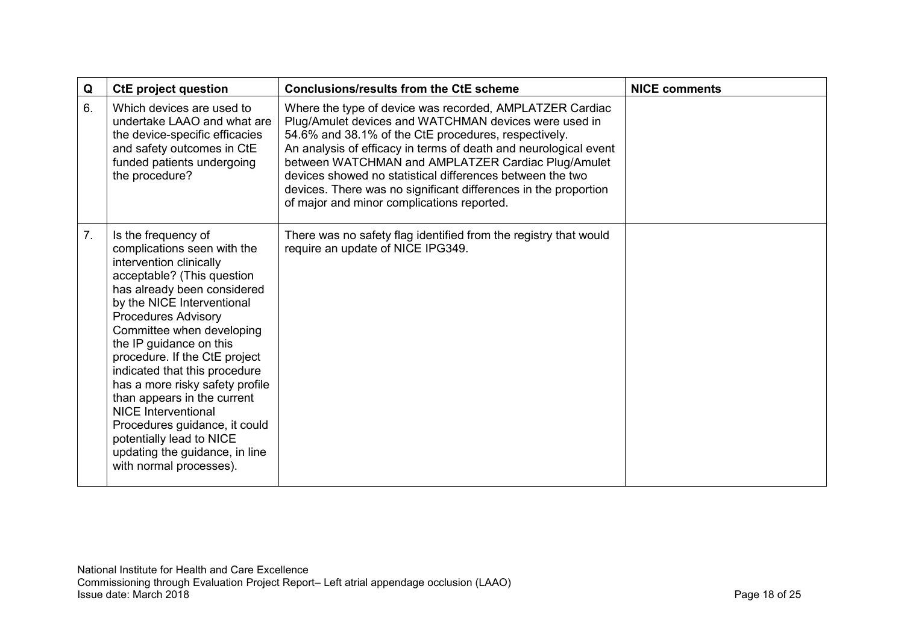| Q | CtE project question | Conclusions/results from the CtE scheme | NICE comments |
|---|---|---|---|
| 6. | Which devices are used to undertake LAAO and what are the device-specific efficacies and safety outcomes in CtE funded patients undergoing the procedure? | Where the type of device was recorded, AMPLATZER Cardiac Plug/Amulet devices and WATCHMAN devices were used in 54.6% and 38.1% of the CtE procedures, respectively. An analysis of efficacy in terms of death and neurological event between WATCHMAN and AMPLATZER Cardiac Plug/Amulet devices showed no statistical differences between the two devices. There was no significant differences in the proportion of major and minor complications reported. | |
| 7. | Is the frequency of complications seen with the intervention clinically acceptable? (This question has already been considered by the NICE Interventional Procedures Advisory Committee when developing the IP guidance on this procedure. If the CtE project indicated that this procedure has a more risky safety profile than appears in the current NICE Interventional Procedures guidance, it could potentially lead to NICE updating the guidance, in line with normal processes). | There was no safety flag identified from the registry that would require an update of NICE IPG349. | |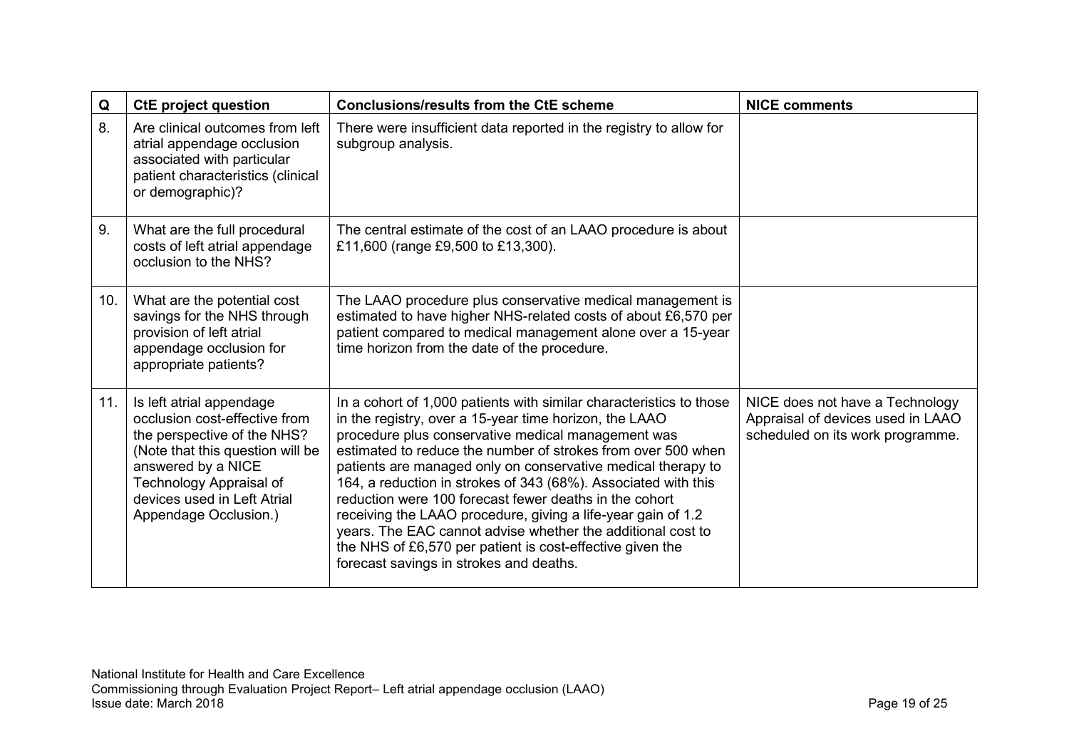| Q | CtE project question | Conclusions/results from the CtE scheme | NICE comments |
| --- | --- | --- | --- |
| 8. | Are clinical outcomes from left atrial appendage occlusion associated with particular patient characteristics (clinical or demographic)? | There were insufficient data reported in the registry to allow for subgroup analysis. | |
| 9. | What are the full procedural costs of left atrial appendage occlusion to the NHS? | The central estimate of the cost of an LAAO procedure is about £11,600 (range £9,500 to £13,300). | |
| 10. | What are the potential cost savings for the NHS through provision of left atrial appendage occlusion for appropriate patients? | The LAAO procedure plus conservative medical management is estimated to have higher NHS-related costs of about £6,570 per patient compared to medical management alone over a 15-year time horizon from the date of the procedure. | |
| 11. | Is left atrial appendage occlusion cost-effective from the perspective of the NHS? (Note that this question will be answered by a NICE Technology Appraisal of devices used in Left Atrial Appendage Occlusion.) | In a cohort of 1,000 patients with similar characteristics to those in the registry, over a 15-year time horizon, the LAAO procedure plus conservative medical management was estimated to reduce the number of strokes from over 500 when patients are managed only on conservative medical therapy to 164, a reduction in strokes of 343 (68%). Associated with this reduction were 100 forecast fewer deaths in the cohort receiving the LAAO procedure, giving a life-year gain of 1.2 years. The EAC cannot advise whether the additional cost to the NHS of £6,570 per patient is cost-effective given the forecast savings in strokes and deaths. | NICE does not have a Technology Appraisal of devices used in LAAO scheduled on its work programme. |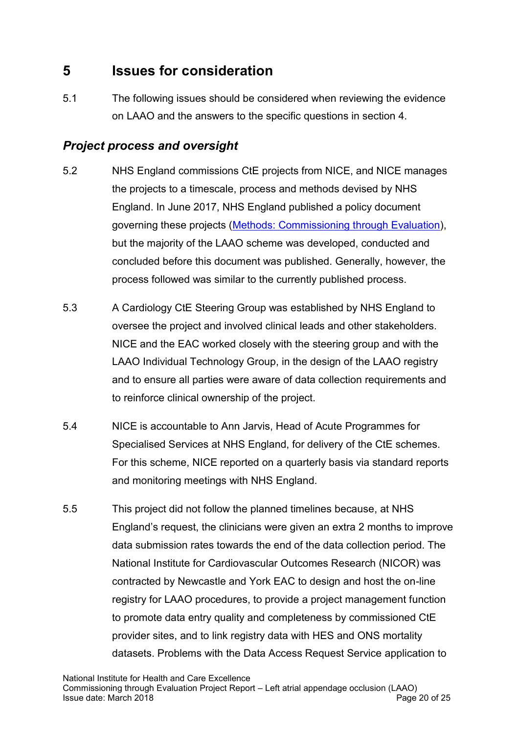# 5 Issues for consideration

5.1 The following issues should be considered when reviewing the evidence on LAAO and the answers to the specific questions in section 4.

## *Project process and oversight*

5.2 NHS England commissions CtE projects from NICE, and NICE manages the projects to a timescale, process and methods devised by NHS England. In June 2017, NHS England published a policy document governing these projects ([Methods: Commissioning through Evaluation](Methods: Commissioning through Evaluation)), but the majority of the LAAO scheme was developed, conducted and concluded before this document was published. Generally, however, the process followed was similar to the currently published process.

5.3 A Cardiology CtE Steering Group was established by NHS England to oversee the project and involved clinical leads and other stakeholders. NICE and the EAC worked closely with the steering group and with the LAAO Individual Technology Group, in the design of the LAAO registry and to ensure all parties were aware of data collection requirements and to reinforce clinical ownership of the project.

5.4 NICE is accountable to Ann Jarvis, Head of Acute Programmes for Specialised Services at NHS England, for delivery of the CtE schemes. For this scheme, NICE reported on a quarterly basis via standard reports and monitoring meetings with NHS England.

5.5 This project did not follow the planned timelines because, at NHS England's request, the clinicians were given an extra 2 months to improve data submission rates towards the end of the data collection period. The National Institute for Cardiovascular Outcomes Research (NICOR) was contracted by Newcastle and York EAC to design and host the on-line registry for LAAO procedures, to provide a project management function to promote data entry quality and completeness by commissioned CtE provider sites, and to link registry data with HES and ONS mortality datasets. Problems with the Data Access Request Service application to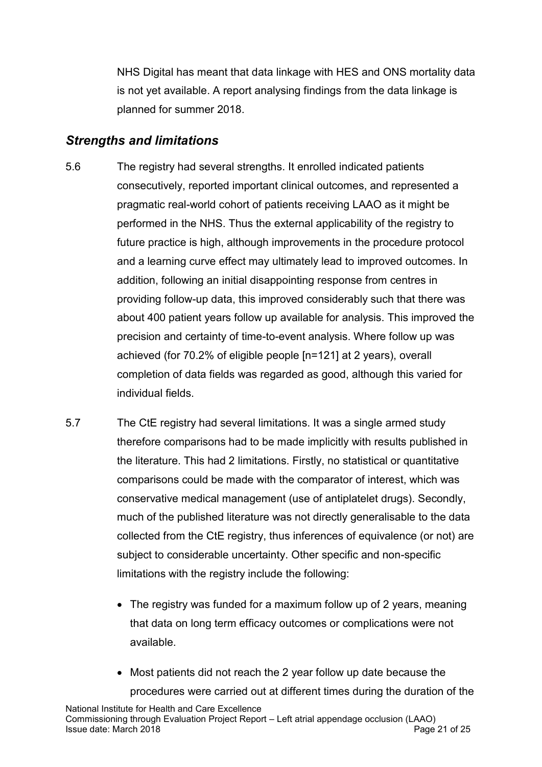NHS Digital has meant that data linkage with HES and ONS mortality data is not yet available. A report analysing findings from the data linkage is planned for summer 2018.

## *Strengths and limitations*

5.6 The registry had several strengths. It enrolled indicated patients consecutively, reported important clinical outcomes, and represented a pragmatic real-world cohort of patients receiving LAAO as it might be performed in the NHS. Thus the external applicability of the registry to future practice is high, although improvements in the procedure protocol and a learning curve effect may ultimately lead to improved outcomes. In addition, following an initial disappointing response from centres in providing follow-up data, this improved considerably such that there was about 400 patient years follow up available for analysis. This improved the precision and certainty of time-to-event analysis. Where follow up was achieved (for 70.2% of eligible people [n=121] at 2 years), overall completion of data fields was regarded as good, although this varied for individual fields.

5.7 The CtE registry had several limitations. It was a single armed study therefore comparisons had to be made implicitly with results published in the literature. This had 2 limitations. Firstly, no statistical or quantitative comparisons could be made with the comparator of interest, which was conservative medical management (use of antiplatelet drugs). Secondly, much of the published literature was not directly generalisable to the data collected from the CtE registry, thus inferences of equivalence (or not) are subject to considerable uncertainty. Other specific and non-specific limitations with the registry include the following:

- The registry was funded for a maximum follow up of 2 years, meaning that data on long term efficacy outcomes or complications were not available.
- Most patients did not reach the 2 year follow up date because the procedures were carried out at different times during the duration of the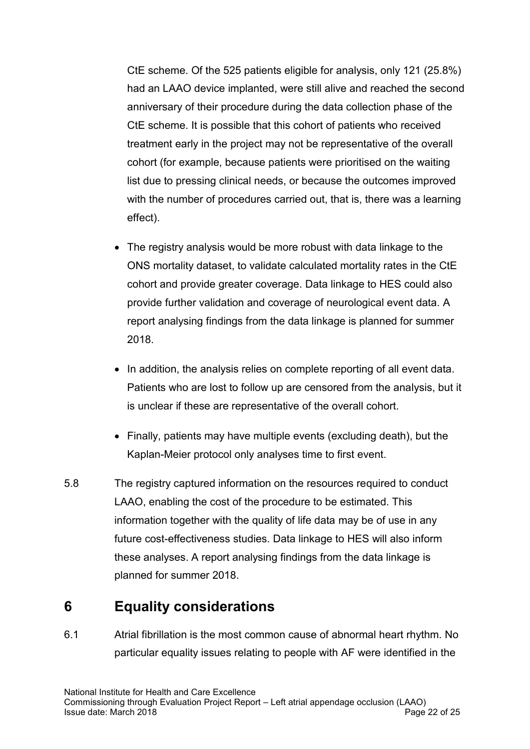CtE scheme. Of the 525 patients eligible for analysis, only 121 (25.8%) had an LAAO device implanted, were still alive and reached the second anniversary of their procedure during the data collection phase of the CtE scheme. It is possible that this cohort of patients who received treatment early in the project may not be representative of the overall cohort (for example, because patients were prioritised on the waiting list due to pressing clinical needs, or because the outcomes improved with the number of procedures carried out, that is, there was a learning effect).

- The registry analysis would be more robust with data linkage to the ONS mortality dataset, to validate calculated mortality rates in the CtE cohort and provide greater coverage. Data linkage to HES could also provide further validation and coverage of neurological event data. A report analysing findings from the data linkage is planned for summer 2018.
- In addition, the analysis relies on complete reporting of all event data. Patients who are lost to follow up are censored from the analysis, but it is unclear if these are representative of the overall cohort.
- Finally, patients may have multiple events (excluding death), but the Kaplan-Meier protocol only analyses time to first event.

5.8 The registry captured information on the resources required to conduct LAAO, enabling the cost of the procedure to be estimated. This information together with the quality of life data may be of use in any future cost-effectiveness studies. Data linkage to HES will also inform these analyses. A report analysing findings from the data linkage is planned for summer 2018.

# 6 Equality considerations

6.1 Atrial fibrillation is the most common cause of abnormal heart rhythm. No particular equality issues relating to people with AF were identified in the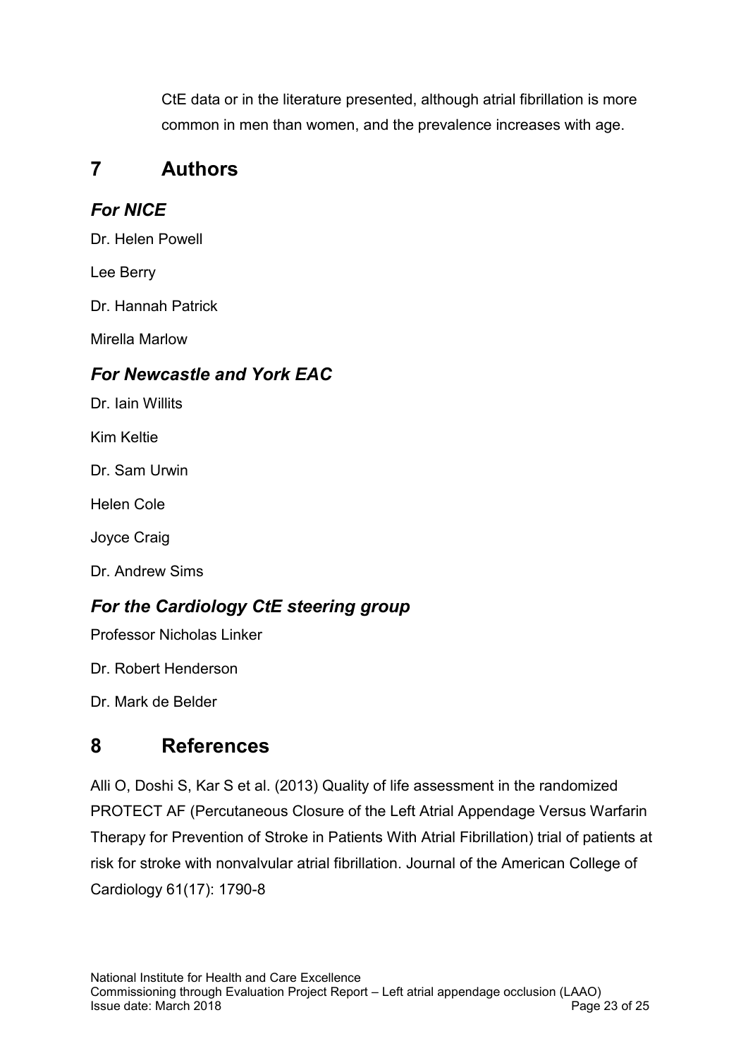CtE data or in the literature presented, although atrial fibrillation is more common in men than women, and the prevalence increases with age.

# 7 Authors

### *For NICE*

Dr. Helen Powell

Lee Berry

Dr. Hannah Patrick

Mirella Marlow

### *For Newcastle and York EAC*

Dr. Iain Willits

Kim Keltie

Dr. Sam Urwin

Helen Cole

Joyce Craig

Dr. Andrew Sims

### *For the Cardiology CtE steering group*

Professor Nicholas Linker

Dr. Robert Henderson

Dr. Mark de Belder

# 8 References

Alli O, Doshi S, Kar S et al. (2013) Quality of life assessment in the randomized PROTECT AF (Percutaneous Closure of the Left Atrial Appendage Versus Warfarin Therapy for Prevention of Stroke in Patients With Atrial Fibrillation) trial of patients at risk for stroke with nonvalvular atrial fibrillation. Journal of the American College of Cardiology 61(17): 1790-8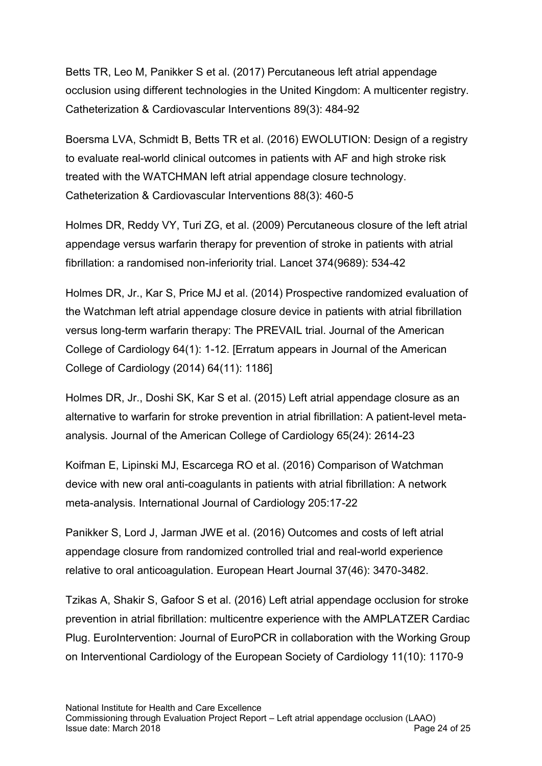Betts TR, Leo M, Panikker S et al. (2017) Percutaneous left atrial appendage occlusion using different technologies in the United Kingdom: A multicenter registry. Catheterization & Cardiovascular Interventions 89(3): 484-92

Boersma LVA, Schmidt B, Betts TR et al. (2016) EWOLUTION: Design of a registry to evaluate real-world clinical outcomes in patients with AF and high stroke risk treated with the WATCHMAN left atrial appendage closure technology. Catheterization & Cardiovascular Interventions 88(3): 460-5

Holmes DR, Reddy VY, Turi ZG, et al. (2009) Percutaneous closure of the left atrial appendage versus warfarin therapy for prevention of stroke in patients with atrial fibrillation: a randomised non-inferiority trial. Lancet 374(9689): 534-42

Holmes DR, Jr., Kar S, Price MJ et al. (2014) Prospective randomized evaluation of the Watchman left atrial appendage closure device in patients with atrial fibrillation versus long-term warfarin therapy: The PREVAIL trial. Journal of the American College of Cardiology 64(1): 1-12. [Erratum appears in Journal of the American College of Cardiology (2014) 64(11): 1186]

Holmes DR, Jr., Doshi SK, Kar S et al. (2015) Left atrial appendage closure as an alternative to warfarin for stroke prevention in atrial fibrillation: A patient-level meta-analysis. Journal of the American College of Cardiology 65(24): 2614-23

Koifman E, Lipinski MJ, Escarcega RO et al. (2016) Comparison of Watchman device with new oral anti-coagulants in patients with atrial fibrillation: A network meta-analysis. International Journal of Cardiology 205:17-22

Panikker S, Lord J, Jarman JWE et al. (2016) Outcomes and costs of left atrial appendage closure from randomized controlled trial and real-world experience relative to oral anticoagulation. European Heart Journal 37(46): 3470-3482.

Tzikas A, Shakir S, Gafoor S et al. (2016) Left atrial appendage occlusion for stroke prevention in atrial fibrillation: multicentre experience with the AMPLATZER Cardiac Plug. EuroIntervention: Journal of EuroPCR in collaboration with the Working Group on Interventional Cardiology of the European Society of Cardiology 11(10): 1170-9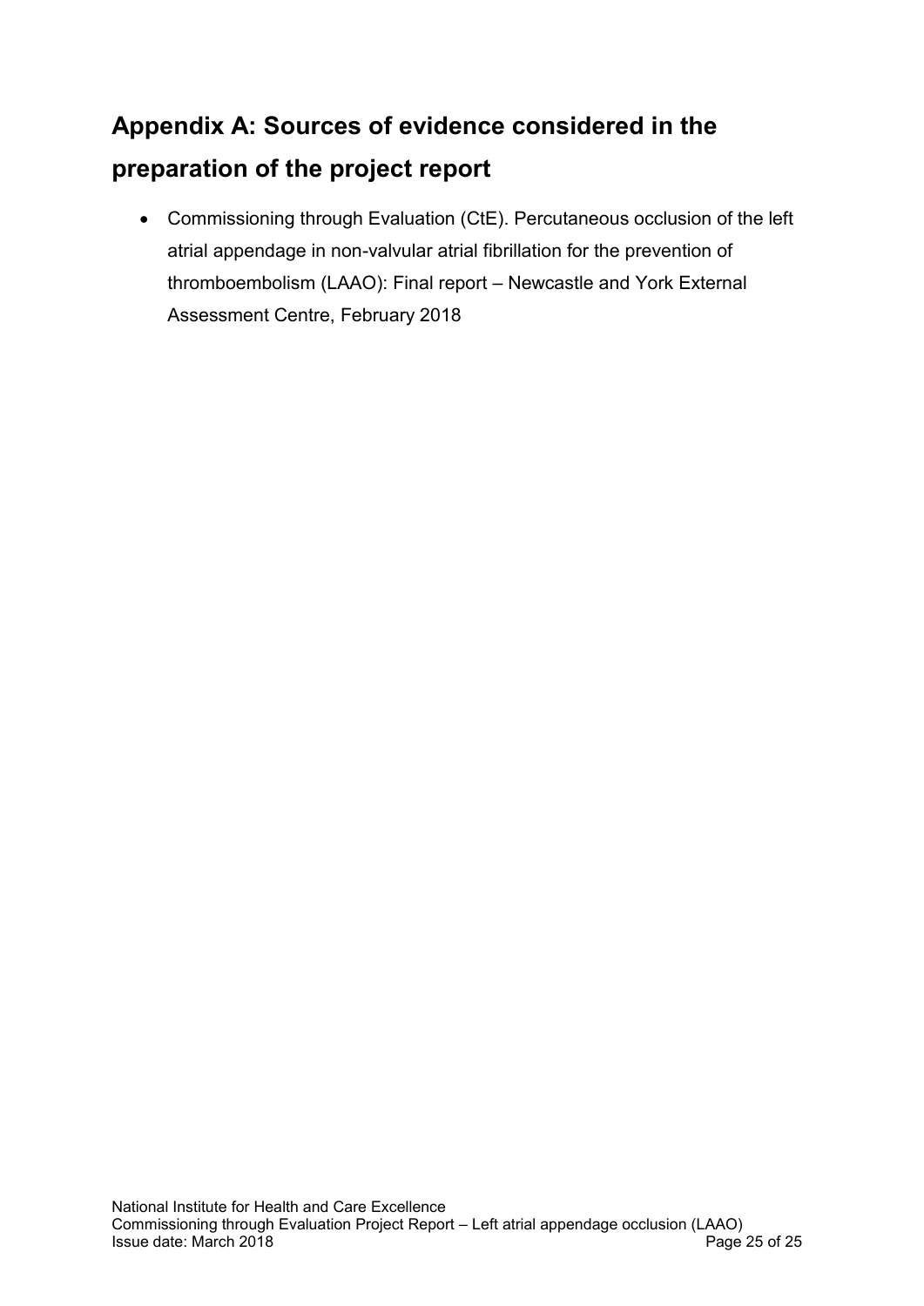# Appendix A: Sources of evidence considered in the preparation of the project report

- Commissioning through Evaluation (CtE). Percutaneous occlusion of the left atrial appendage in non-valvular atrial fibrillation for the prevention of thromboembolism (LAAO): Final report – Newcastle and York External Assessment Centre, February 2018